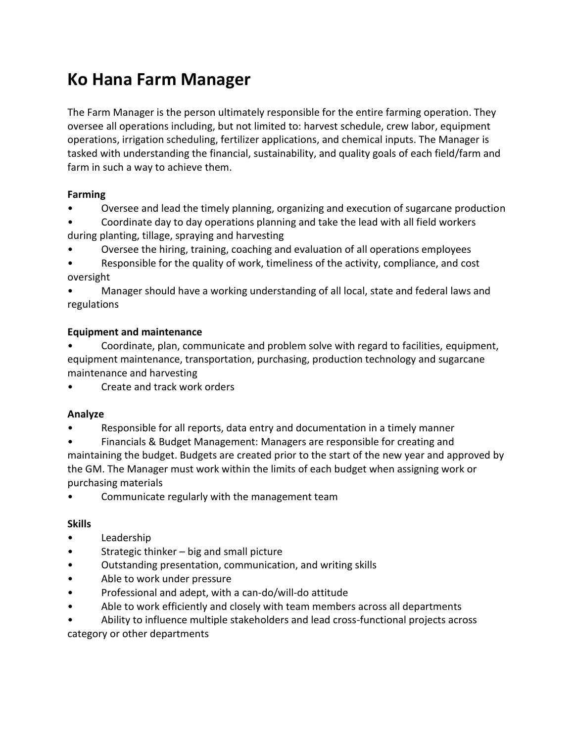# Ko Hana Farm Manager

The Farm Manager is the person ultimately responsible for the entire farming operation. They oversee all operations including, but not limited to: harvest schedule, crew labor, equipment operations, irrigation scheduling, fertilizer applications, and chemical inputs. The Manager is tasked with understanding the financial, sustainability, and quality goals of each field/farm and farm in such a way to achieve them.

**Farming**

- Oversee and lead the timely planning, organizing and execution of sugarcane production
- Coordinate day to day operations planning and take the lead with all field workers during planting, tillage, spraying and harvesting
- Oversee the hiring, training, coaching and evaluation of all operations employees
- Responsible for the quality of work, timeliness of the activity, compliance, and cost oversight
- Manager should have a working understanding of all local, state and federal laws and regulations

**Equipment and maintenance**

- Coordinate, plan, communicate and problem solve with regard to facilities, equipment, equipment maintenance, transportation, purchasing, production technology and sugarcane maintenance and harvesting
- Create and track work orders

**Analyze**

- Responsible for all reports, data entry and documentation in a timely manner
- Financials & Budget Management: Managers are responsible for creating and maintaining the budget. Budgets are created prior to the start of the new year and approved by the GM. The Manager must work within the limits of each budget when assigning work or purchasing materials
- Communicate regularly with the management team

**Skills**

- Leadership
- Strategic thinker – big and small picture
- Outstanding presentation, communication, and writing skills
- Able to work under pressure
- Professional and adept, with a can-do/will-do attitude
- Able to work efficiently and closely with team members across all departments
- Ability to influence multiple stakeholders and lead cross-functional projects across category or other departments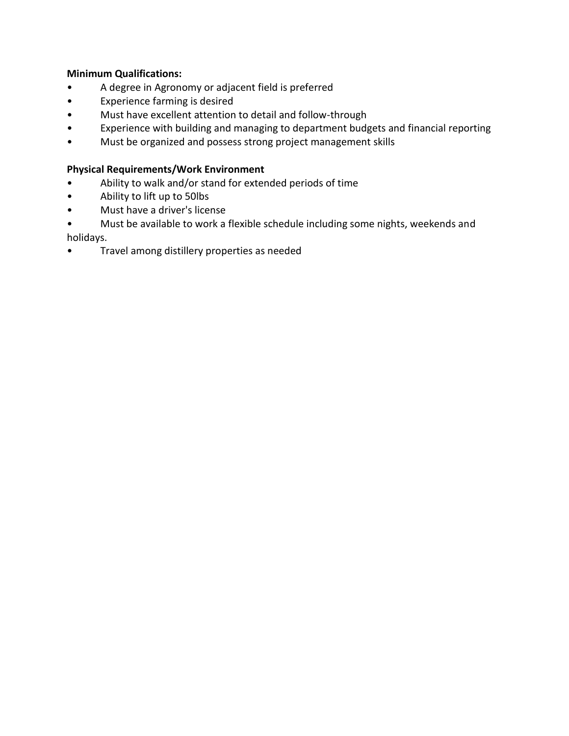**Minimum Qualifications:**

- A degree in Agronomy or adjacent field is preferred
- Experience farming is desired
- Must have excellent attention to detail and follow-through
- Experience with building and managing to department budgets and financial reporting
- Must be organized and possess strong project management skills

**Physical Requirements/Work Environment**

- Ability to walk and/or stand for extended periods of time
- Ability to lift up to 50lbs
- Must have a driver's license
- Must be available to work a flexible schedule including some nights, weekends and holidays.
- Travel among distillery properties as needed